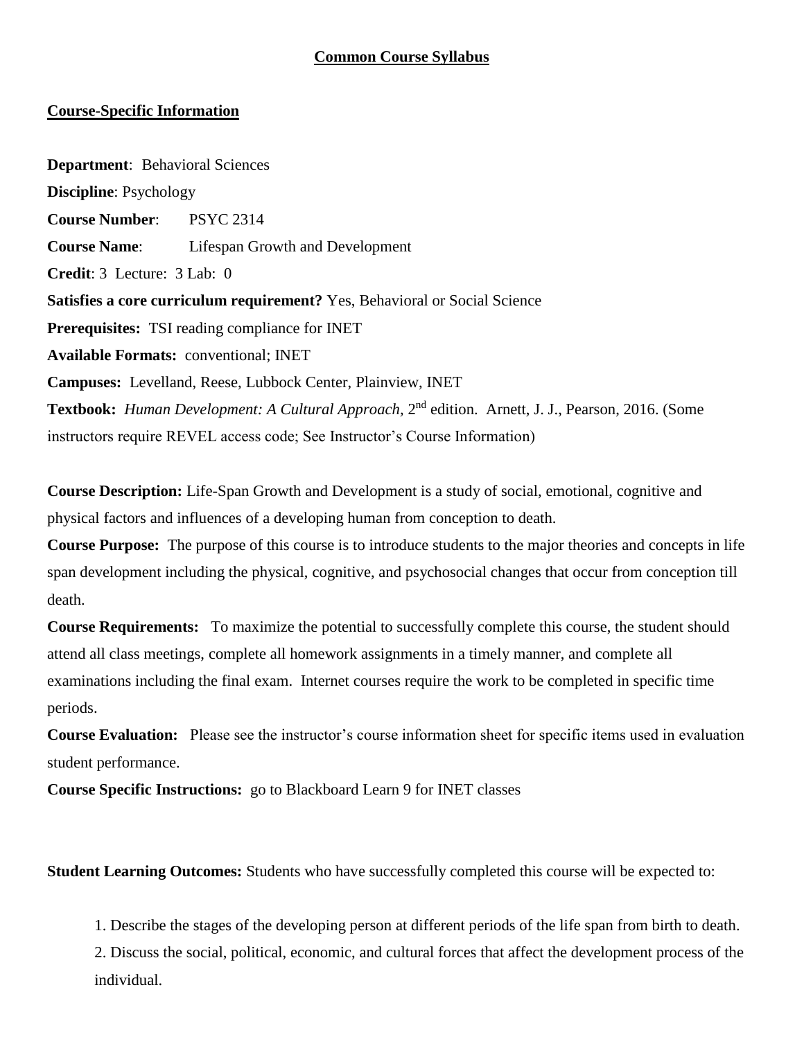# Common Course Syllabus

## Course-Specific Information

**Department**: Behavioral Sciences

**Discipline**: Psychology

**Course Number**: PSYC 2314

**Course Name**: Lifespan Growth and Development

**Credit**: 3 Lecture: 3 Lab: 0

**Satisfies a core curriculum requirement?** Yes, Behavioral or Social Science

**Prerequisites:** TSI reading compliance for INET

**Available Formats:** conventional; INET

**Campuses:** Levelland, Reese, Lubbock Center, Plainview, INET

**Textbook:** *Human Development: A Cultural Approach,* 2nd edition. Arnett, J. J., Pearson, 2016. (Some instructors require REVEL access code; See Instructor's Course Information)

**Course Description:** Life-Span Growth and Development is a study of social, emotional, cognitive and physical factors and influences of a developing human from conception to death.

**Course Purpose:** The purpose of this course is to introduce students to the major theories and concepts in life span development including the physical, cognitive, and psychosocial changes that occur from conception till death.

**Course Requirements:** To maximize the potential to successfully complete this course, the student should attend all class meetings, complete all homework assignments in a timely manner, and complete all examinations including the final exam. Internet courses require the work to be completed in specific time periods.

**Course Evaluation:** Please see the instructor's course information sheet for specific items used in evaluation student performance.

**Course Specific Instructions:** go to Blackboard Learn 9 for INET classes

**Student Learning Outcomes:** Students who have successfully completed this course will be expected to:

1. Describe the stages of the developing person at different periods of the life span from birth to death.
2. Discuss the social, political, economic, and cultural forces that affect the development process of the individual.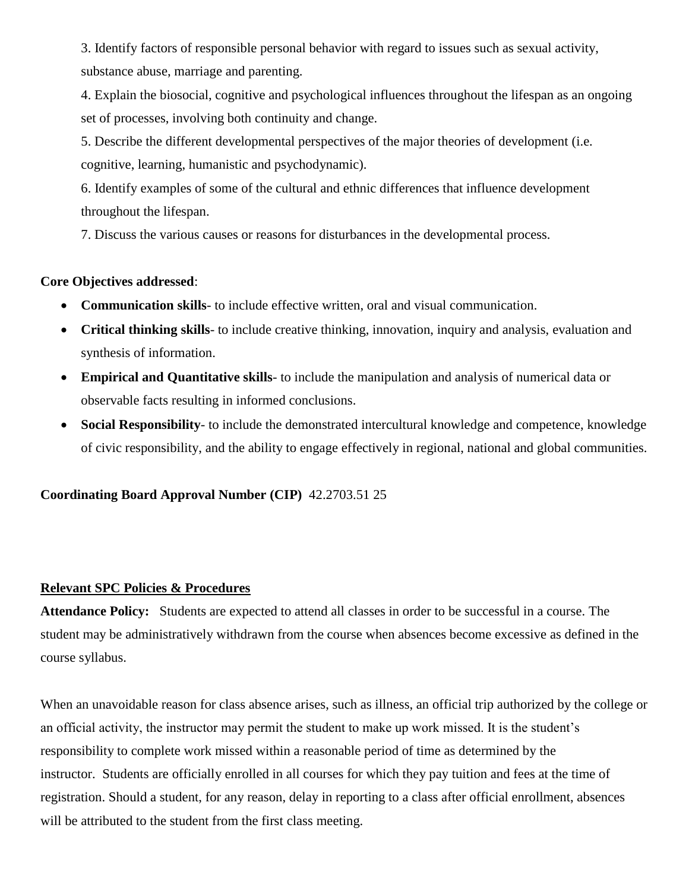3. Identify factors of responsible personal behavior with regard to issues such as sexual activity, substance abuse, marriage and parenting.

4. Explain the biosocial, cognitive and psychological influences throughout the lifespan as an ongoing set of processes, involving both continuity and change.

5. Describe the different developmental perspectives of the major theories of development (i.e. cognitive, learning, humanistic and psychodynamic).

6. Identify examples of some of the cultural and ethnic differences that influence development throughout the lifespan.

7. Discuss the various causes or reasons for disturbances in the developmental process.

**Core Objectives addressed**:

- **Communication skills**- to include effective written, oral and visual communication.
- **Critical thinking skills**- to include creative thinking, innovation, inquiry and analysis, evaluation and synthesis of information.
- **Empirical and Quantitative skills**- to include the manipulation and analysis of numerical data or observable facts resulting in informed conclusions.
- **Social Responsibility**- to include the demonstrated intercultural knowledge and competence, knowledge of civic responsibility, and the ability to engage effectively in regional, national and global communities.

**Coordinating Board Approval Number (CIP)** 42.2703.51 25

## Relevant SPC Policies & Procedures

**Attendance Policy:** Students are expected to attend all classes in order to be successful in a course. The student may be administratively withdrawn from the course when absences become excessive as defined in the course syllabus.

When an unavoidable reason for class absence arises, such as illness, an official trip authorized by the college or an official activity, the instructor may permit the student to make up work missed. It is the student's responsibility to complete work missed within a reasonable period of time as determined by the instructor. Students are officially enrolled in all courses for which they pay tuition and fees at the time of registration. Should a student, for any reason, delay in reporting to a class after official enrollment, absences will be attributed to the student from the first class meeting.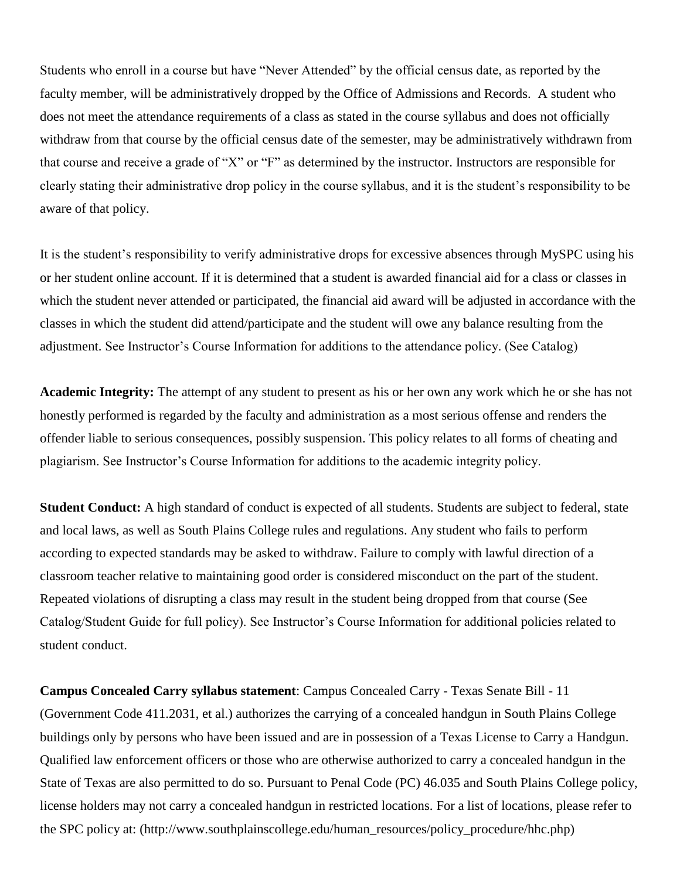Students who enroll in a course but have “Never Attended” by the official census date, as reported by the faculty member, will be administratively dropped by the Office of Admissions and Records. A student who does not meet the attendance requirements of a class as stated in the course syllabus and does not officially withdraw from that course by the official census date of the semester, may be administratively withdrawn from that course and receive a grade of “X” or “F” as determined by the instructor. Instructors are responsible for clearly stating their administrative drop policy in the course syllabus, and it is the student’s responsibility to be aware of that policy.

It is the student’s responsibility to verify administrative drops for excessive absences through MySPC using his or her student online account. If it is determined that a student is awarded financial aid for a class or classes in which the student never attended or participated, the financial aid award will be adjusted in accordance with the classes in which the student did attend/participate and the student will owe any balance resulting from the adjustment. See Instructor’s Course Information for additions to the attendance policy. (See Catalog)

**Academic Integrity:** The attempt of any student to present as his or her own any work which he or she has not honestly performed is regarded by the faculty and administration as a most serious offense and renders the offender liable to serious consequences, possibly suspension. This policy relates to all forms of cheating and plagiarism. See Instructor’s Course Information for additions to the academic integrity policy.

**Student Conduct:** A high standard of conduct is expected of all students. Students are subject to federal, state and local laws, as well as South Plains College rules and regulations. Any student who fails to perform according to expected standards may be asked to withdraw. Failure to comply with lawful direction of a classroom teacher relative to maintaining good order is considered misconduct on the part of the student. Repeated violations of disrupting a class may result in the student being dropped from that course (See Catalog/Student Guide for full policy). See Instructor’s Course Information for additional policies related to student conduct.

**Campus Concealed Carry syllabus statement**: Campus Concealed Carry - Texas Senate Bill - 11 (Government Code 411.2031, et al.) authorizes the carrying of a concealed handgun in South Plains College buildings only by persons who have been issued and are in possession of a Texas License to Carry a Handgun. Qualified law enforcement officers or those who are otherwise authorized to carry a concealed handgun in the State of Texas are also permitted to do so. Pursuant to Penal Code (PC) 46.035 and South Plains College policy, license holders may not carry a concealed handgun in restricted locations. For a list of locations, please refer to the SPC policy at: (http://www.southplainscollege.edu/human_resources/policy_procedure/hhc.php)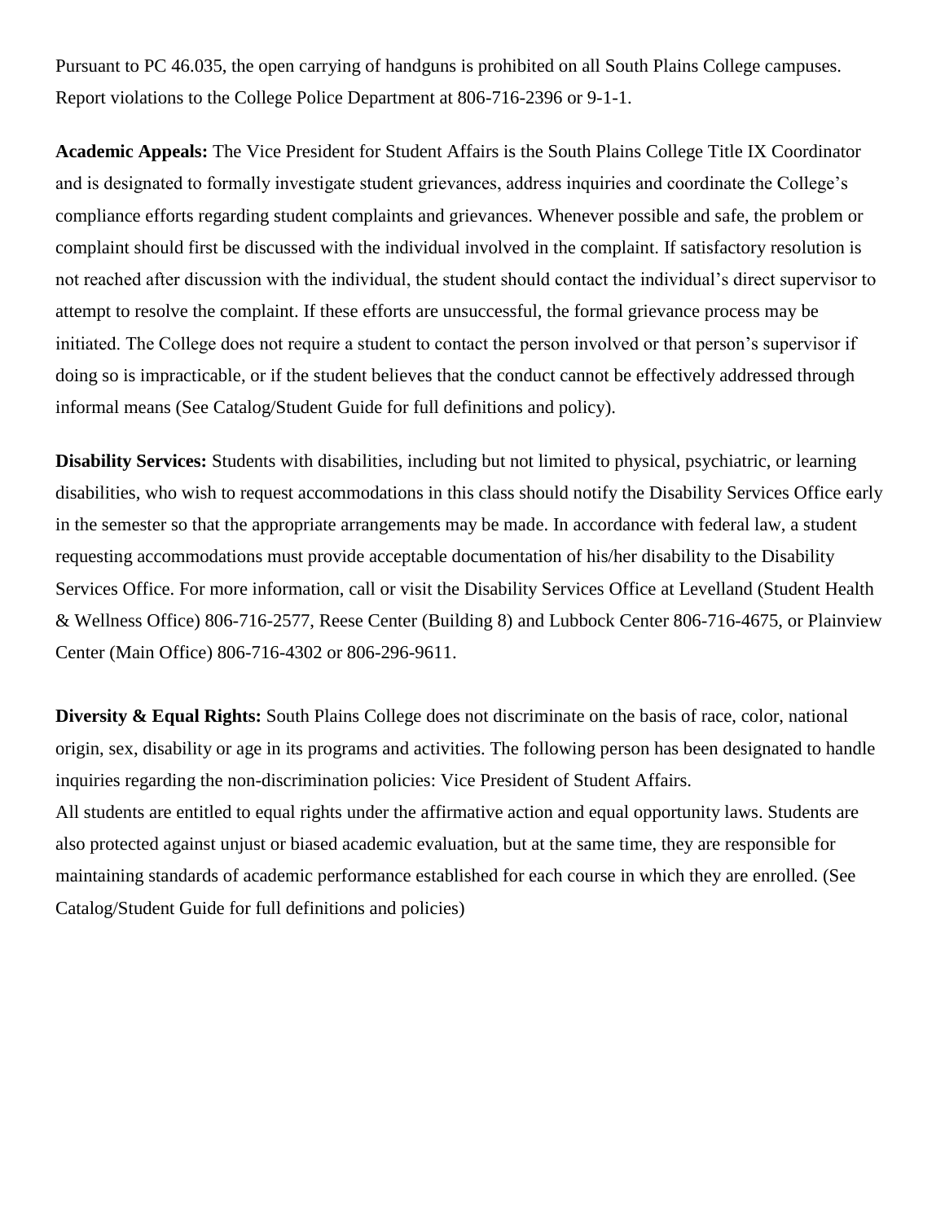Pursuant to PC 46.035, the open carrying of handguns is prohibited on all South Plains College campuses. Report violations to the College Police Department at 806-716-2396 or 9-1-1.

**Academic Appeals:** The Vice President for Student Affairs is the South Plains College Title IX Coordinator and is designated to formally investigate student grievances, address inquiries and coordinate the College's compliance efforts regarding student complaints and grievances. Whenever possible and safe, the problem or complaint should first be discussed with the individual involved in the complaint. If satisfactory resolution is not reached after discussion with the individual, the student should contact the individual's direct supervisor to attempt to resolve the complaint. If these efforts are unsuccessful, the formal grievance process may be initiated. The College does not require a student to contact the person involved or that person's supervisor if doing so is impracticable, or if the student believes that the conduct cannot be effectively addressed through informal means (See Catalog/Student Guide for full definitions and policy).

**Disability Services:** Students with disabilities, including but not limited to physical, psychiatric, or learning disabilities, who wish to request accommodations in this class should notify the Disability Services Office early in the semester so that the appropriate arrangements may be made. In accordance with federal law, a student requesting accommodations must provide acceptable documentation of his/her disability to the Disability Services Office. For more information, call or visit the Disability Services Office at Levelland (Student Health & Wellness Office) 806-716-2577, Reese Center (Building 8) and Lubbock Center 806-716-4675, or Plainview Center (Main Office) 806-716-4302 or 806-296-9611.

**Diversity & Equal Rights:** South Plains College does not discriminate on the basis of race, color, national origin, sex, disability or age in its programs and activities. The following person has been designated to handle inquiries regarding the non-discrimination policies: Vice President of Student Affairs.
All students are entitled to equal rights under the affirmative action and equal opportunity laws. Students are also protected against unjust or biased academic evaluation, but at the same time, they are responsible for maintaining standards of academic performance established for each course in which they are enrolled. (See Catalog/Student Guide for full definitions and policies)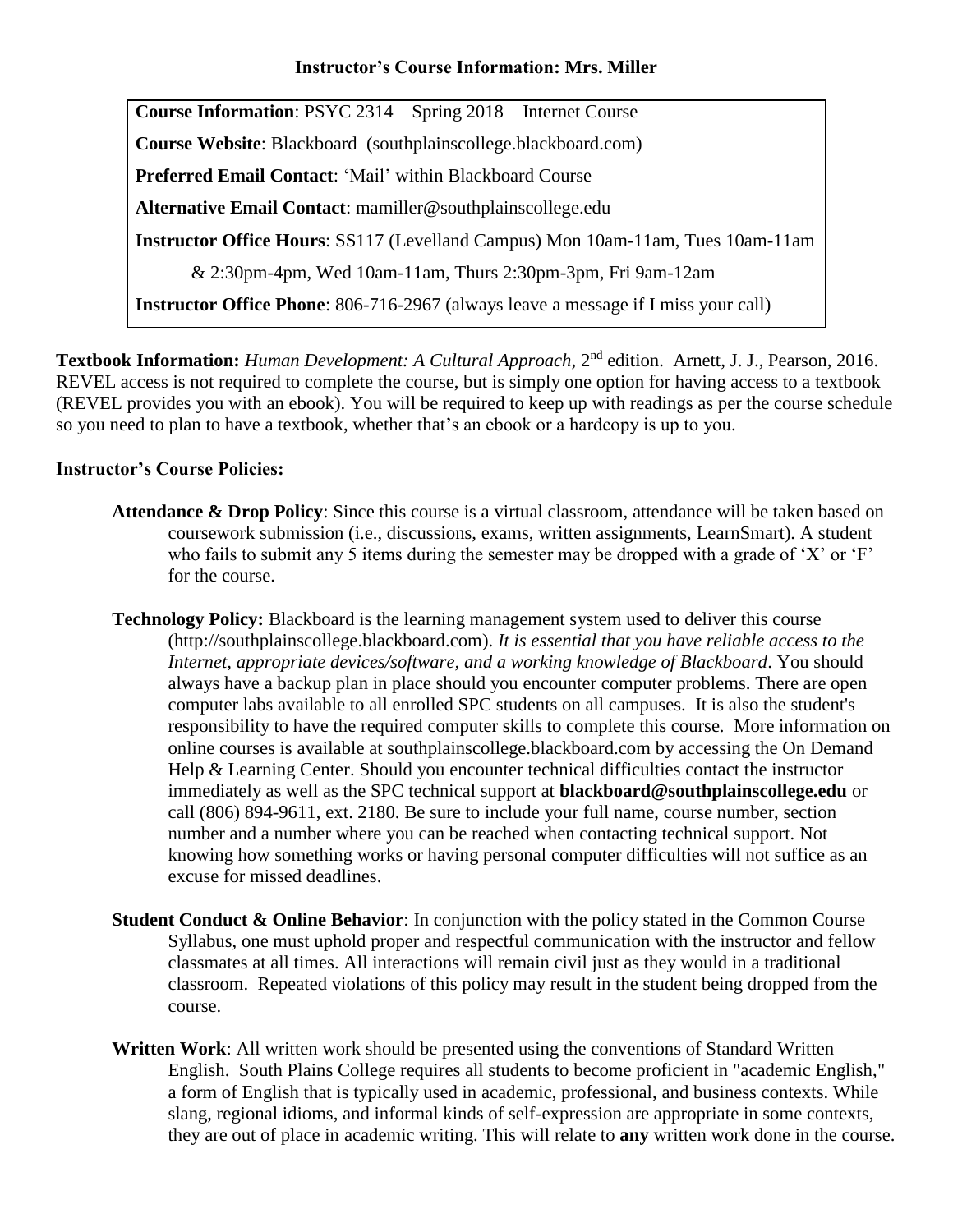## Instructor's Course Information: Mrs. Miller

**Course Information**: PSYC 2314 – Spring 2018 – Internet Course

**Course Website**: Blackboard (southplainscollege.blackboard.com)

**Preferred Email Contact**: 'Mail' within Blackboard Course

**Alternative Email Contact**: mamiller@southplainscollege.edu

**Instructor Office Hours**: SS117 (Levelland Campus) Mon 10am-11am, Tues 10am-11am & 2:30pm-4pm, Wed 10am-11am, Thurs 2:30pm-3pm, Fri 9am-12am

**Instructor Office Phone**: 806-716-2967 (always leave a message if I miss your call)

**Textbook Information:** *Human Development: A Cultural Approach*, 2nd edition. Arnett, J. J., Pearson, 2016. REVEL access is not required to complete the course, but is simply one option for having access to a textbook (REVEL provides you with an ebook). You will be required to keep up with readings as per the course schedule so you need to plan to have a textbook, whether that's an ebook or a hardcopy is up to you.

### Instructor's Course Policies:

**Attendance & Drop Policy**: Since this course is a virtual classroom, attendance will be taken based on coursework submission (i.e., discussions, exams, written assignments, LearnSmart). A student who fails to submit any 5 items during the semester may be dropped with a grade of 'X' or 'F' for the course.

**Technology Policy:** Blackboard is the learning management system used to deliver this course (http://southplainscollege.blackboard.com). *It is essential that you have reliable access to the Internet, appropriate devices/software, and a working knowledge of Blackboard*. You should always have a backup plan in place should you encounter computer problems. There are open computer labs available to all enrolled SPC students on all campuses. It is also the student's responsibility to have the required computer skills to complete this course. More information on online courses is available at southplainscollege.blackboard.com by accessing the On Demand Help & Learning Center. Should you encounter technical difficulties contact the instructor immediately as well as the SPC technical support at **blackboard@southplainscollege.edu** or call (806) 894-9611, ext. 2180. Be sure to include your full name, course number, section number and a number where you can be reached when contacting technical support. Not knowing how something works or having personal computer difficulties will not suffice as an excuse for missed deadlines.

**Student Conduct & Online Behavior**: In conjunction with the policy stated in the Common Course Syllabus, one must uphold proper and respectful communication with the instructor and fellow classmates at all times. All interactions will remain civil just as they would in a traditional classroom. Repeated violations of this policy may result in the student being dropped from the course.

**Written Work**: All written work should be presented using the conventions of Standard Written English. South Plains College requires all students to become proficient in "academic English," a form of English that is typically used in academic, professional, and business contexts. While slang, regional idioms, and informal kinds of self-expression are appropriate in some contexts, they are out of place in academic writing. This will relate to **any** written work done in the course.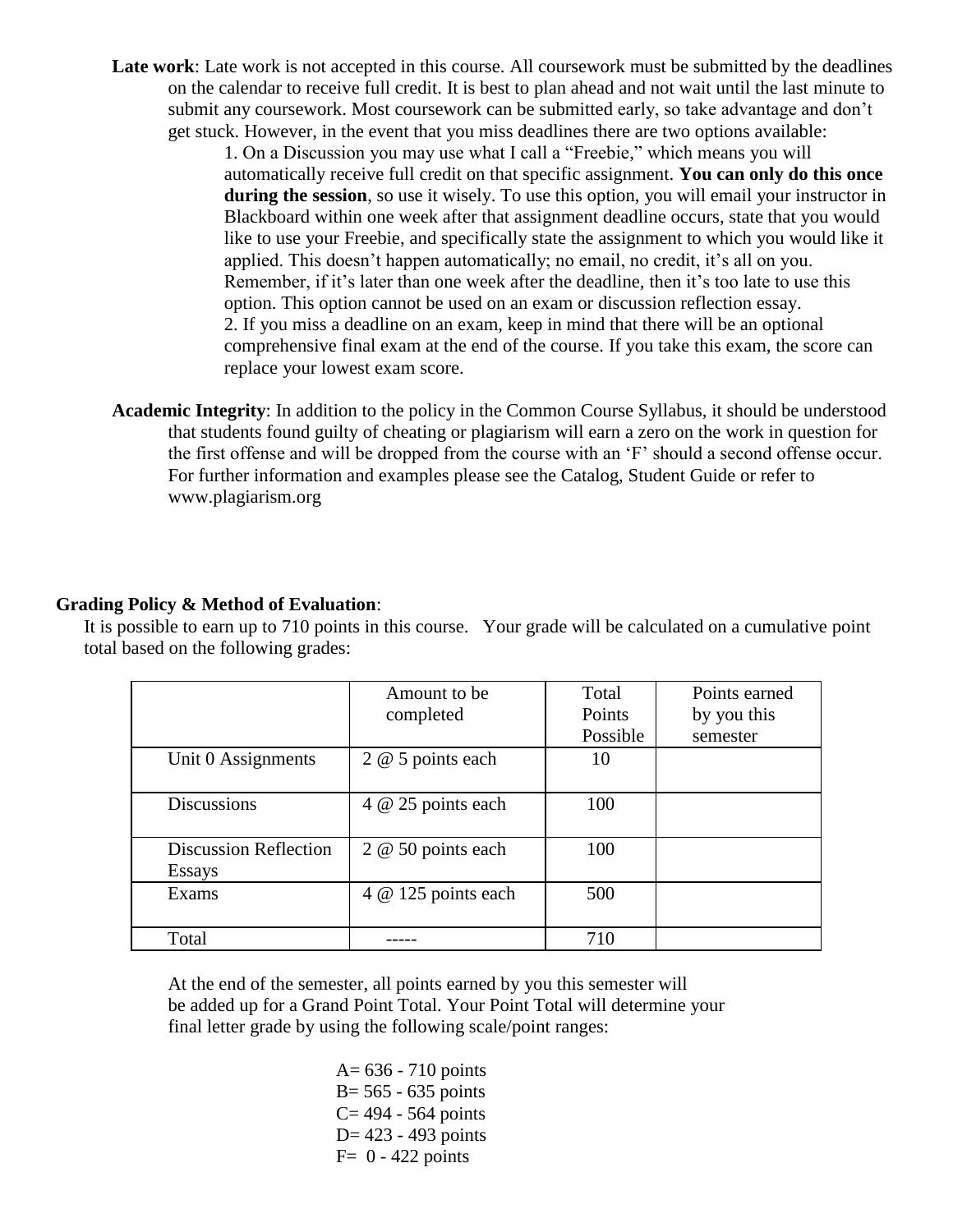**Late work**: Late work is not accepted in this course. All coursework must be submitted by the deadlines on the calendar to receive full credit. It is best to plan ahead and not wait until the last minute to submit any coursework. Most coursework can be submitted early, so take advantage and don't get stuck. However, in the event that you miss deadlines there are two options available:

1. On a Discussion you may use what I call a "Freebie," which means you will automatically receive full credit on that specific assignment. **You can only do this once during the session**, so use it wisely. To use this option, you will email your instructor in Blackboard within one week after that assignment deadline occurs, state that you would like to use your Freebie, and specifically state the assignment to which you would like it applied. This doesn't happen automatically; no email, no credit, it's all on you. Remember, if it's later than one week after the deadline, then it's too late to use this option. This option cannot be used on an exam or discussion reflection essay.
2. If you miss a deadline on an exam, keep in mind that there will be an optional comprehensive final exam at the end of the course. If you take this exam, the score can replace your lowest exam score.

**Academic Integrity**: In addition to the policy in the Common Course Syllabus, it should be understood that students found guilty of cheating or plagiarism will earn a zero on the work in question for the first offense and will be dropped from the course with an 'F' should a second offense occur. For further information and examples please see the Catalog, Student Guide or refer to www.plagiarism.org

**Grading Policy & Method of Evaluation**:

It is possible to earn up to 710 points in this course. Your grade will be calculated on a cumulative point total based on the following grades:

| | Amount to be completed | Total Points Possible | Points earned by you this semester |
|---|---|---|---|
| Unit 0 Assignments | 2 @ 5 points each | 10 | |
| Discussions | 4 @ 25 points each | 100 | |
| Discussion Reflection Essays | 2 @ 50 points each | 100 | |
| Exams | 4 @ 125 points each | 500 | |
| Total | ----- | 710 | |

At the end of the semester, all points earned by you this semester will be added up for a Grand Point Total. Your Point Total will determine your final letter grade by using the following scale/point ranges:

A= 636 - 710 points
B= 565 - 635 points
C= 494 - 564 points
D= 423 - 493 points
F= 0 - 422 points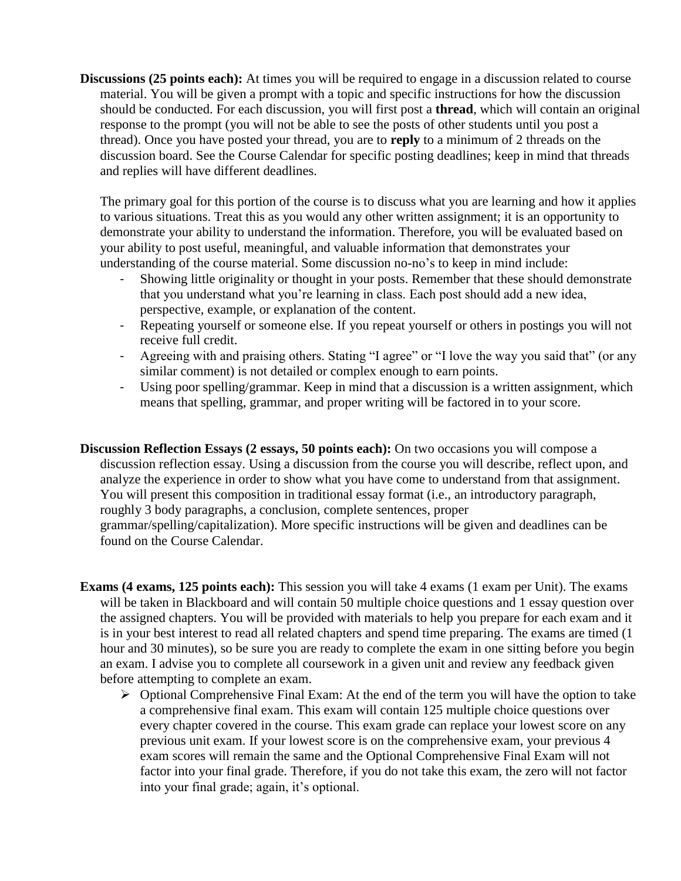**Discussions (25 points each):** At times you will be required to engage in a discussion related to course material. You will be given a prompt with a topic and specific instructions for how the discussion should be conducted. For each discussion, you will first post a **thread**, which will contain an original response to the prompt (you will not be able to see the posts of other students until you post a thread). Once you have posted your thread, you are to **reply** to a minimum of 2 threads on the discussion board. See the Course Calendar for specific posting deadlines; keep in mind that threads and replies will have different deadlines.

The primary goal for this portion of the course is to discuss what you are learning and how it applies to various situations. Treat this as you would any other written assignment; it is an opportunity to demonstrate your ability to understand the information. Therefore, you will be evaluated based on your ability to post useful, meaningful, and valuable information that demonstrates your understanding of the course material. Some discussion no-no's to keep in mind include:

- Showing little originality or thought in your posts. Remember that these should demonstrate that you understand what you're learning in class. Each post should add a new idea, perspective, example, or explanation of the content.
- Repeating yourself or someone else. If you repeat yourself or others in postings you will not receive full credit.
- Agreeing with and praising others. Stating "I agree" or "I love the way you said that" (or any similar comment) is not detailed or complex enough to earn points.
- Using poor spelling/grammar. Keep in mind that a discussion is a written assignment, which means that spelling, grammar, and proper writing will be factored in to your score.

**Discussion Reflection Essays (2 essays, 50 points each):** On two occasions you will compose a discussion reflection essay. Using a discussion from the course you will describe, reflect upon, and analyze the experience in order to show what you have come to understand from that assignment. You will present this composition in traditional essay format (i.e., an introductory paragraph, roughly 3 body paragraphs, a conclusion, complete sentences, proper grammar/spelling/capitalization). More specific instructions will be given and deadlines can be found on the Course Calendar.

**Exams (4 exams, 125 points each):** This session you will take 4 exams (1 exam per Unit). The exams will be taken in Blackboard and will contain 50 multiple choice questions and 1 essay question over the assigned chapters. You will be provided with materials to help you prepare for each exam and it is in your best interest to read all related chapters and spend time preparing. The exams are timed (1 hour and 30 minutes), so be sure you are ready to complete the exam in one sitting before you begin an exam. I advise you to complete all coursework in a given unit and review any feedback given before attempting to complete an exam.

- Optional Comprehensive Final Exam: At the end of the term you will have the option to take a comprehensive final exam. This exam will contain 125 multiple choice questions over every chapter covered in the course. This exam grade can replace your lowest score on any previous unit exam. If your lowest score is on the comprehensive exam, your previous 4 exam scores will remain the same and the Optional Comprehensive Final Exam will not factor into your final grade. Therefore, if you do not take this exam, the zero will not factor into your final grade; again, it's optional.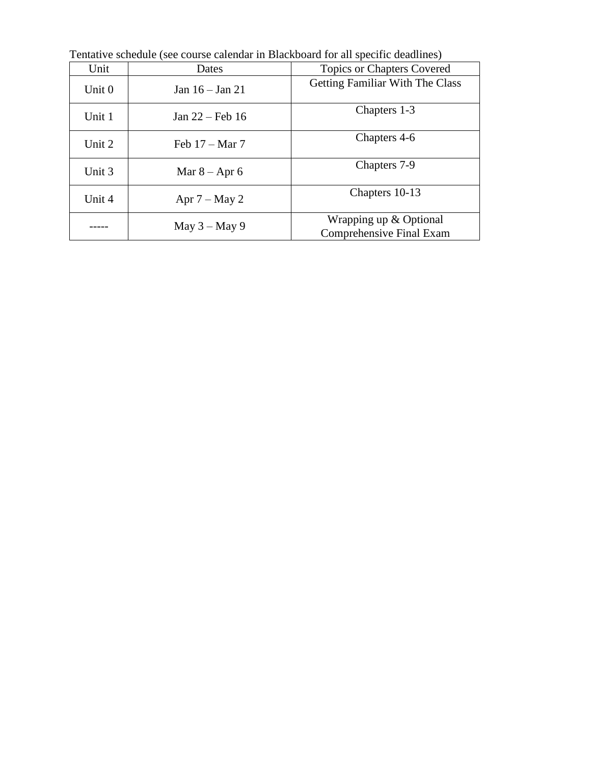Tentative schedule (see course calendar in Blackboard for all specific deadlines)

| Unit | Dates | Topics or Chapters Covered |
| --- | --- | --- |
| Unit 0 | Jan 16 – Jan 21 | Getting Familiar With The Class |
| Unit 1 | Jan 22 – Feb 16 | Chapters 1-3 |
| Unit 2 | Feb 17 – Mar 7 | Chapters 4-6 |
| Unit 3 | Mar 8 – Apr 6 | Chapters 7-9 |
| Unit 4 | Apr 7 – May 2 | Chapters 10-13 |
| ----- | May 3 – May 9 | Wrapping up & Optional Comprehensive Final Exam |